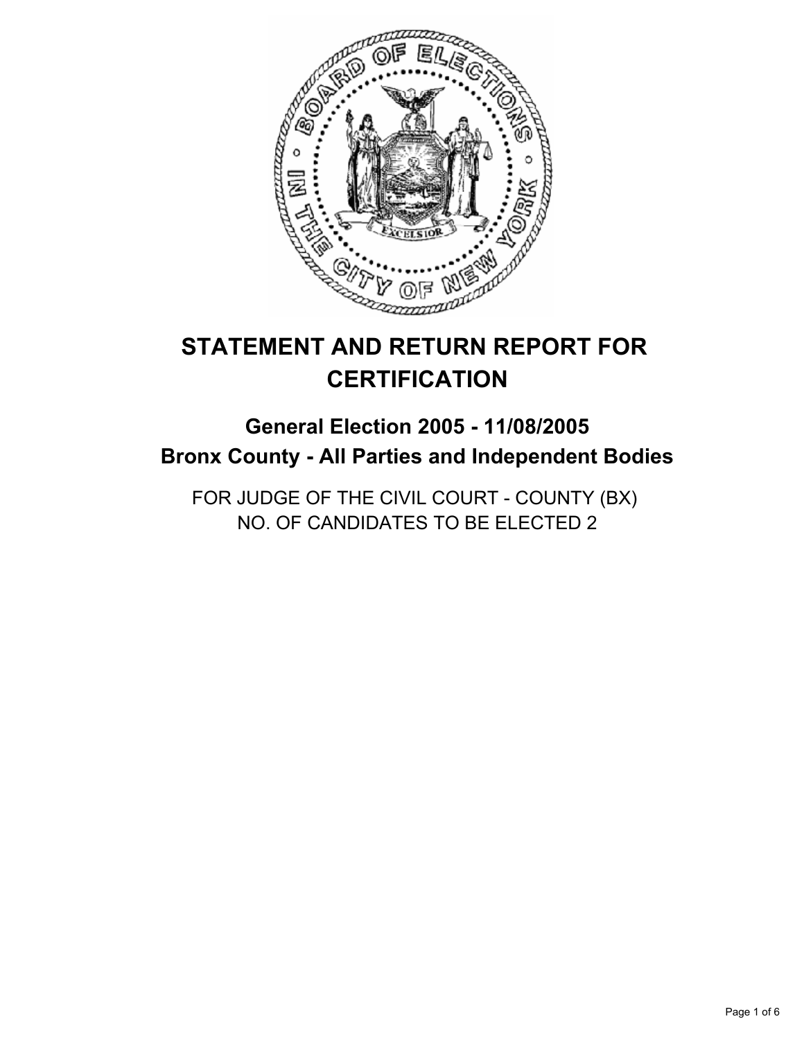# STATEMENT AND RETURN REPORT FOR CERTIFICATION

## General Election 2005 - 11/08/2005
## Bronx County - All Parties and Independent Bodies

FOR JUDGE OF THE CIVIL COURT - COUNTY (BX)
NO. OF CANDIDATES TO BE ELECTED 2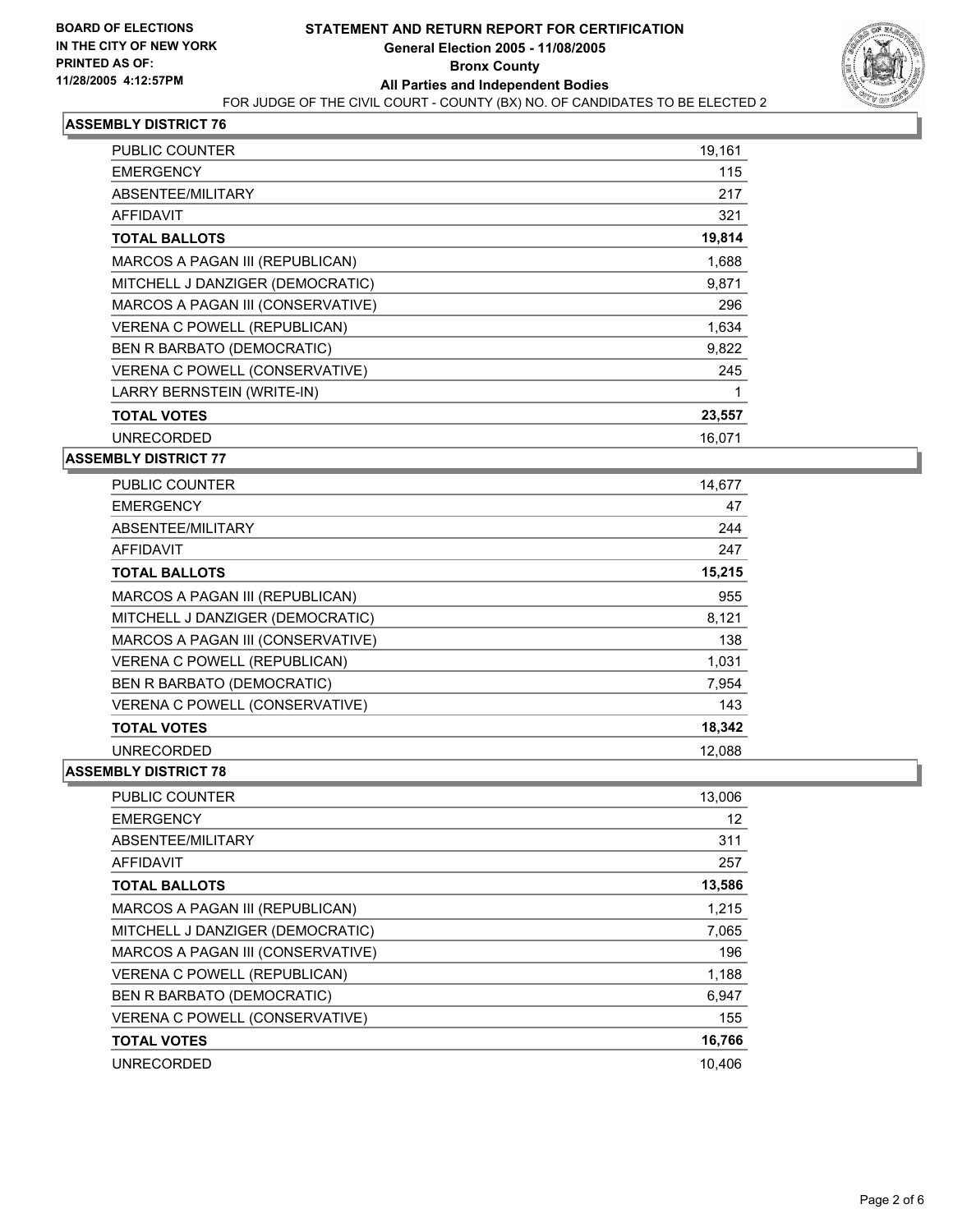**BOARD OF ELECTIONS IN THE CITY OF NEW YORK PRINTED AS OF: 11/28/2005 4:12:57PM**

# STATEMENT AND RETURN REPORT FOR CERTIFICATION
## General Election 2005 - 11/08/2005
## Bronx County
## All Parties and Independent Bodies

FOR JUDGE OF THE CIVIL COURT - COUNTY (BX) NO. OF CANDIDATES TO BE ELECTED 2

### ASSEMBLY DISTRICT 76

| | |
|---|---|
| PUBLIC COUNTER | 19,161 |
| EMERGENCY | 115 |
| ABSENTEE/MILITARY | 217 |
| AFFIDAVIT | 321 |
| **TOTAL BALLOTS** | **19,814** |
| MARCOS A PAGAN III (REPUBLICAN) | 1,688 |
| MITCHELL J DANZIGER (DEMOCRATIC) | 9,871 |
| MARCOS A PAGAN III (CONSERVATIVE) | 296 |
| VERENA C POWELL (REPUBLICAN) | 1,634 |
| BEN R BARBATO (DEMOCRATIC) | 9,822 |
| VERENA C POWELL (CONSERVATIVE) | 245 |
| LARRY BERNSTEIN (WRITE-IN) | 1 |
| **TOTAL VOTES** | **23,557** |
| UNRECORDED | 16,071 |

### ASSEMBLY DISTRICT 77

| | |
|---|---|
| PUBLIC COUNTER | 14,677 |
| EMERGENCY | 47 |
| ABSENTEE/MILITARY | 244 |
| AFFIDAVIT | 247 |
| **TOTAL BALLOTS** | **15,215** |
| MARCOS A PAGAN III (REPUBLICAN) | 955 |
| MITCHELL J DANZIGER (DEMOCRATIC) | 8,121 |
| MARCOS A PAGAN III (CONSERVATIVE) | 138 |
| VERENA C POWELL (REPUBLICAN) | 1,031 |
| BEN R BARBATO (DEMOCRATIC) | 7,954 |
| VERENA C POWELL (CONSERVATIVE) | 143 |
| **TOTAL VOTES** | **18,342** |
| UNRECORDED | 12,088 |

### ASSEMBLY DISTRICT 78

| | |
|---|---|
| PUBLIC COUNTER | 13,006 |
| EMERGENCY | 12 |
| ABSENTEE/MILITARY | 311 |
| AFFIDAVIT | 257 |
| **TOTAL BALLOTS** | **13,586** |
| MARCOS A PAGAN III (REPUBLICAN) | 1,215 |
| MITCHELL J DANZIGER (DEMOCRATIC) | 7,065 |
| MARCOS A PAGAN III (CONSERVATIVE) | 196 |
| VERENA C POWELL (REPUBLICAN) | 1,188 |
| BEN R BARBATO (DEMOCRATIC) | 6,947 |
| VERENA C POWELL (CONSERVATIVE) | 155 |
| **TOTAL VOTES** | **16,766** |
| UNRECORDED | 10,406 |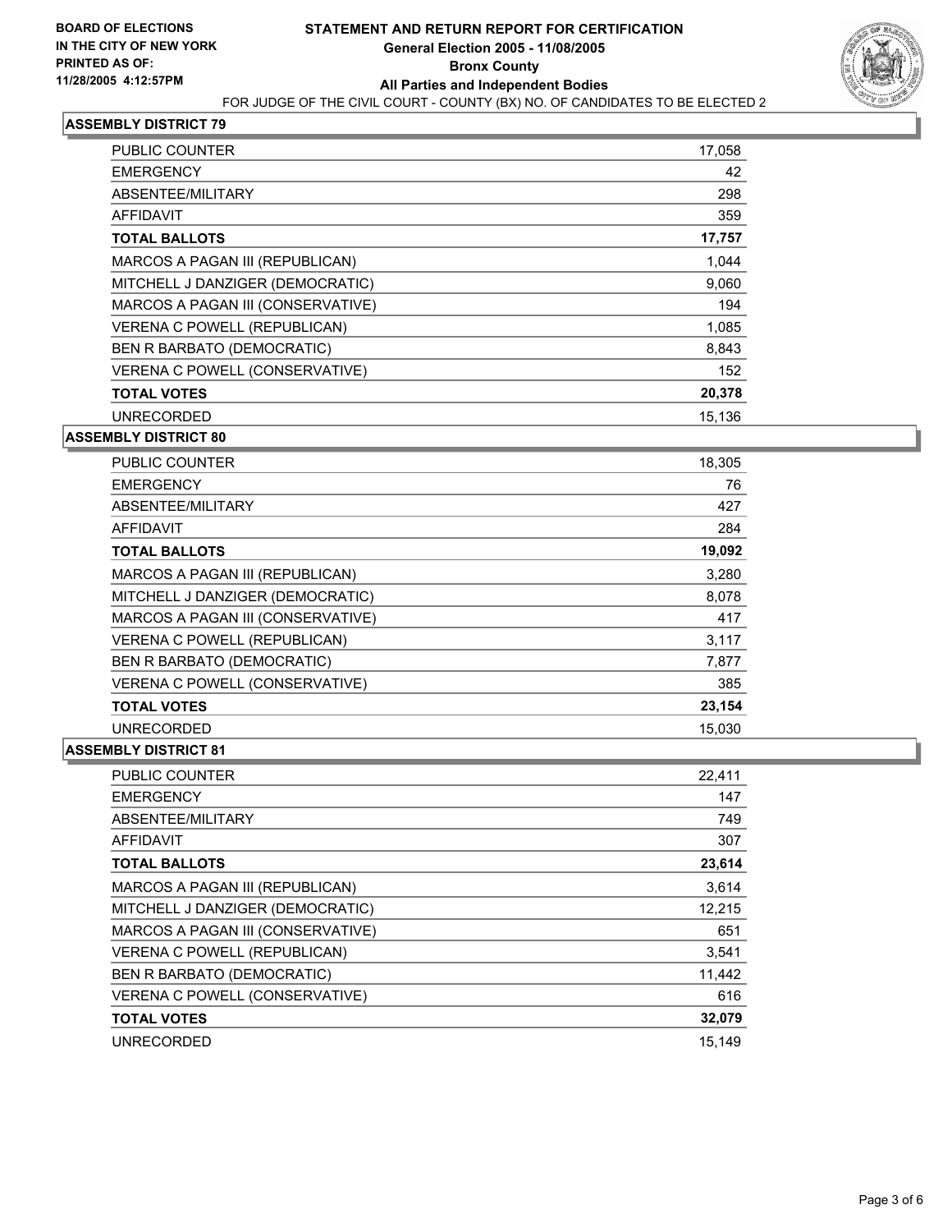**BOARD OF ELECTIONS**
**IN THE CITY OF NEW YORK**
**PRINTED AS OF:**
**11/28/2005 4:12:57PM**

# STATEMENT AND RETURN REPORT FOR CERTIFICATION
## General Election 2005 - 11/08/2005
## Bronx County
## All Parties and Independent Bodies

FOR JUDGE OF THE CIVIL COURT - COUNTY (BX) NO. OF CANDIDATES TO BE ELECTED 2

### ASSEMBLY DISTRICT 79

| | |
|---|---|
| PUBLIC COUNTER | 17,058 |
| EMERGENCY | 42 |
| ABSENTEE/MILITARY | 298 |
| AFFIDAVIT | 359 |
| **TOTAL BALLOTS** | **17,757** |
| MARCOS A PAGAN III (REPUBLICAN) | 1,044 |
| MITCHELL J DANZIGER (DEMOCRATIC) | 9,060 |
| MARCOS A PAGAN III (CONSERVATIVE) | 194 |
| VERENA C POWELL (REPUBLICAN) | 1,085 |
| BEN R BARBATO (DEMOCRATIC) | 8,843 |
| VERENA C POWELL (CONSERVATIVE) | 152 |
| **TOTAL VOTES** | **20,378** |
| UNRECORDED | 15,136 |

### ASSEMBLY DISTRICT 80

| | |
|---|---|
| PUBLIC COUNTER | 18,305 |
| EMERGENCY | 76 |
| ABSENTEE/MILITARY | 427 |
| AFFIDAVIT | 284 |
| **TOTAL BALLOTS** | **19,092** |
| MARCOS A PAGAN III (REPUBLICAN) | 3,280 |
| MITCHELL J DANZIGER (DEMOCRATIC) | 8,078 |
| MARCOS A PAGAN III (CONSERVATIVE) | 417 |
| VERENA C POWELL (REPUBLICAN) | 3,117 |
| BEN R BARBATO (DEMOCRATIC) | 7,877 |
| VERENA C POWELL (CONSERVATIVE) | 385 |
| **TOTAL VOTES** | **23,154** |
| UNRECORDED | 15,030 |

### ASSEMBLY DISTRICT 81

| | |
|---|---|
| PUBLIC COUNTER | 22,411 |
| EMERGENCY | 147 |
| ABSENTEE/MILITARY | 749 |
| AFFIDAVIT | 307 |
| **TOTAL BALLOTS** | **23,614** |
| MARCOS A PAGAN III (REPUBLICAN) | 3,614 |
| MITCHELL J DANZIGER (DEMOCRATIC) | 12,215 |
| MARCOS A PAGAN III (CONSERVATIVE) | 651 |
| VERENA C POWELL (REPUBLICAN) | 3,541 |
| BEN R BARBATO (DEMOCRATIC) | 11,442 |
| VERENA C POWELL (CONSERVATIVE) | 616 |
| **TOTAL VOTES** | **32,079** |
| UNRECORDED | 15,149 |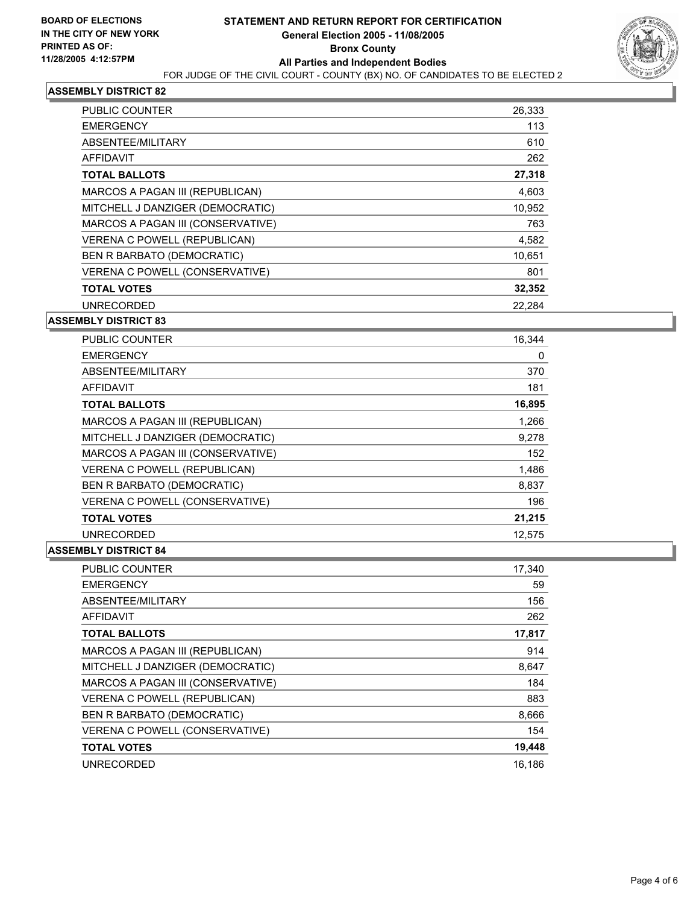**BOARD OF ELECTIONS IN THE CITY OF NEW YORK PRINTED AS OF: 11/28/2005 4:12:57PM**

# STATEMENT AND RETURN REPORT FOR CERTIFICATION
## General Election 2005 - 11/08/2005
## Bronx County
## All Parties and Independent Bodies

FOR JUDGE OF THE CIVIL COURT - COUNTY (BX) NO. OF CANDIDATES TO BE ELECTED 2

### ASSEMBLY DISTRICT 82

| | |
|---|---|
| PUBLIC COUNTER | 26,333 |
| EMERGENCY | 113 |
| ABSENTEE/MILITARY | 610 |
| AFFIDAVIT | 262 |
| **TOTAL BALLOTS** | **27,318** |
| MARCOS A PAGAN III (REPUBLICAN) | 4,603 |
| MITCHELL J DANZIGER (DEMOCRATIC) | 10,952 |
| MARCOS A PAGAN III (CONSERVATIVE) | 763 |
| VERENA C POWELL (REPUBLICAN) | 4,582 |
| BEN R BARBATO (DEMOCRATIC) | 10,651 |
| VERENA C POWELL (CONSERVATIVE) | 801 |
| **TOTAL VOTES** | **32,352** |
| UNRECORDED | 22,284 |

### ASSEMBLY DISTRICT 83

| | |
|---|---|
| PUBLIC COUNTER | 16,344 |
| EMERGENCY | 0 |
| ABSENTEE/MILITARY | 370 |
| AFFIDAVIT | 181 |
| **TOTAL BALLOTS** | **16,895** |
| MARCOS A PAGAN III (REPUBLICAN) | 1,266 |
| MITCHELL J DANZIGER (DEMOCRATIC) | 9,278 |
| MARCOS A PAGAN III (CONSERVATIVE) | 152 |
| VERENA C POWELL (REPUBLICAN) | 1,486 |
| BEN R BARBATO (DEMOCRATIC) | 8,837 |
| VERENA C POWELL (CONSERVATIVE) | 196 |
| **TOTAL VOTES** | **21,215** |
| UNRECORDED | 12,575 |

### ASSEMBLY DISTRICT 84

| | |
|---|---|
| PUBLIC COUNTER | 17,340 |
| EMERGENCY | 59 |
| ABSENTEE/MILITARY | 156 |
| AFFIDAVIT | 262 |
| **TOTAL BALLOTS** | **17,817** |
| MARCOS A PAGAN III (REPUBLICAN) | 914 |
| MITCHELL J DANZIGER (DEMOCRATIC) | 8,647 |
| MARCOS A PAGAN III (CONSERVATIVE) | 184 |
| VERENA C POWELL (REPUBLICAN) | 883 |
| BEN R BARBATO (DEMOCRATIC) | 8,666 |
| VERENA C POWELL (CONSERVATIVE) | 154 |
| **TOTAL VOTES** | **19,448** |
| UNRECORDED | 16,186 |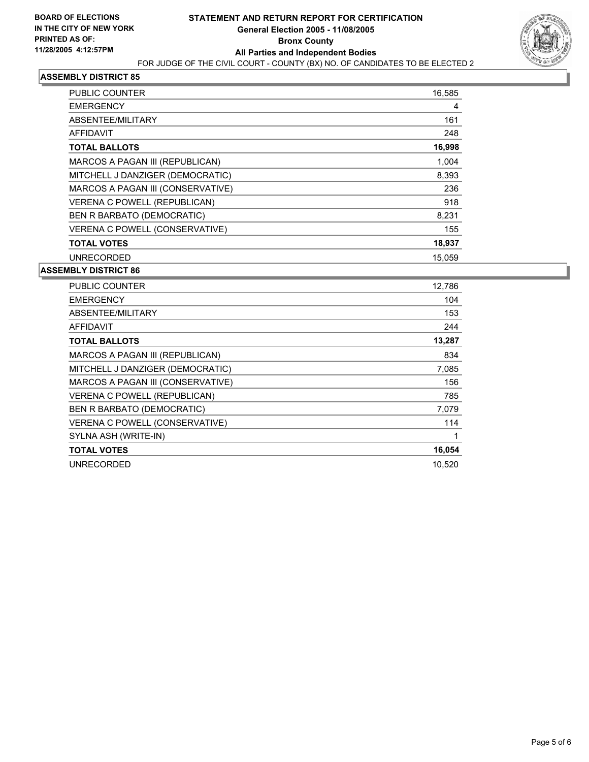BOARD OF ELECTIONS
IN THE CITY OF NEW YORK
PRINTED AS OF:
11/28/2005 4:12:57PM

# STATEMENT AND RETURN REPORT FOR CERTIFICATION
## General Election 2005 - 11/08/2005
## Bronx County
## All Parties and Independent Bodies

FOR JUDGE OF THE CIVIL COURT - COUNTY (BX) NO. OF CANDIDATES TO BE ELECTED 2

### ASSEMBLY DISTRICT 85

| | |
|---|---|
| PUBLIC COUNTER | 16,585 |
| EMERGENCY | 4 |
| ABSENTEE/MILITARY | 161 |
| AFFIDAVIT | 248 |
| **TOTAL BALLOTS** | **16,998** |
| MARCOS A PAGAN III (REPUBLICAN) | 1,004 |
| MITCHELL J DANZIGER (DEMOCRATIC) | 8,393 |
| MARCOS A PAGAN III (CONSERVATIVE) | 236 |
| VERENA C POWELL (REPUBLICAN) | 918 |
| BEN R BARBATO (DEMOCRATIC) | 8,231 |
| VERENA C POWELL (CONSERVATIVE) | 155 |
| **TOTAL VOTES** | **18,937** |
| UNRECORDED | 15,059 |

### ASSEMBLY DISTRICT 86

| | |
|---|---|
| PUBLIC COUNTER | 12,786 |
| EMERGENCY | 104 |
| ABSENTEE/MILITARY | 153 |
| AFFIDAVIT | 244 |
| **TOTAL BALLOTS** | **13,287** |
| MARCOS A PAGAN III (REPUBLICAN) | 834 |
| MITCHELL J DANZIGER (DEMOCRATIC) | 7,085 |
| MARCOS A PAGAN III (CONSERVATIVE) | 156 |
| VERENA C POWELL (REPUBLICAN) | 785 |
| BEN R BARBATO (DEMOCRATIC) | 7,079 |
| VERENA C POWELL (CONSERVATIVE) | 114 |
| SYLNA ASH (WRITE-IN) | 1 |
| **TOTAL VOTES** | **16,054** |
| UNRECORDED | 10,520 |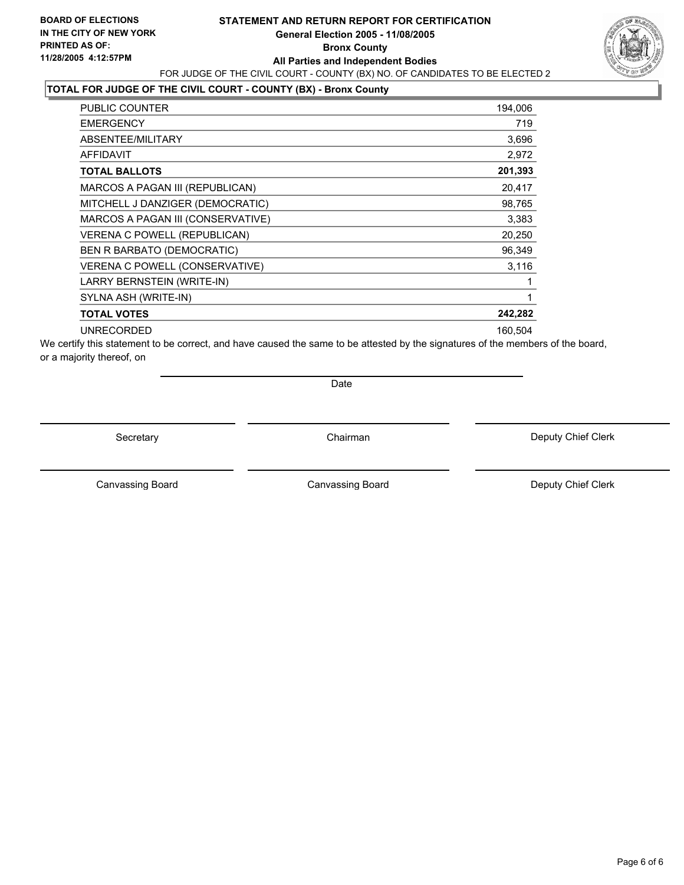**BOARD OF ELECTIONS IN THE CITY OF NEW YORK PRINTED AS OF: 11/28/2005 4:12:57PM**

# STATEMENT AND RETURN REPORT FOR CERTIFICATION

**General Election 2005 - 11/08/2005**
**Bronx County**
**All Parties and Independent Bodies**

FOR JUDGE OF THE CIVIL COURT - COUNTY (BX) NO. OF CANDIDATES TO BE ELECTED 2

## TOTAL FOR JUDGE OF THE CIVIL COURT - COUNTY (BX) - Bronx County

| | |
|---|---|
| PUBLIC COUNTER | 194,006 |
| EMERGENCY | 719 |
| ABSENTEE/MILITARY | 3,696 |
| AFFIDAVIT | 2,972 |
| **TOTAL BALLOTS** | **201,393** |
| MARCOS A PAGAN III (REPUBLICAN) | 20,417 |
| MITCHELL J DANZIGER (DEMOCRATIC) | 98,765 |
| MARCOS A PAGAN III (CONSERVATIVE) | 3,383 |
| VERENA C POWELL (REPUBLICAN) | 20,250 |
| BEN R BARBATO (DEMOCRATIC) | 96,349 |
| VERENA C POWELL (CONSERVATIVE) | 3,116 |
| LARRY BERNSTEIN (WRITE-IN) | 1 |
| SYLNA ASH (WRITE-IN) | 1 |
| **TOTAL VOTES** | **242,282** |
| UNRECORDED | 160,504 |

We certify this statement to be correct, and have caused the same to be attested by the signatures of the members of the board, or a majority thereof, on

Date

Secretary

Chairman

Deputy Chief Clerk

Canvassing Board

Canvassing Board

Deputy Chief Clerk